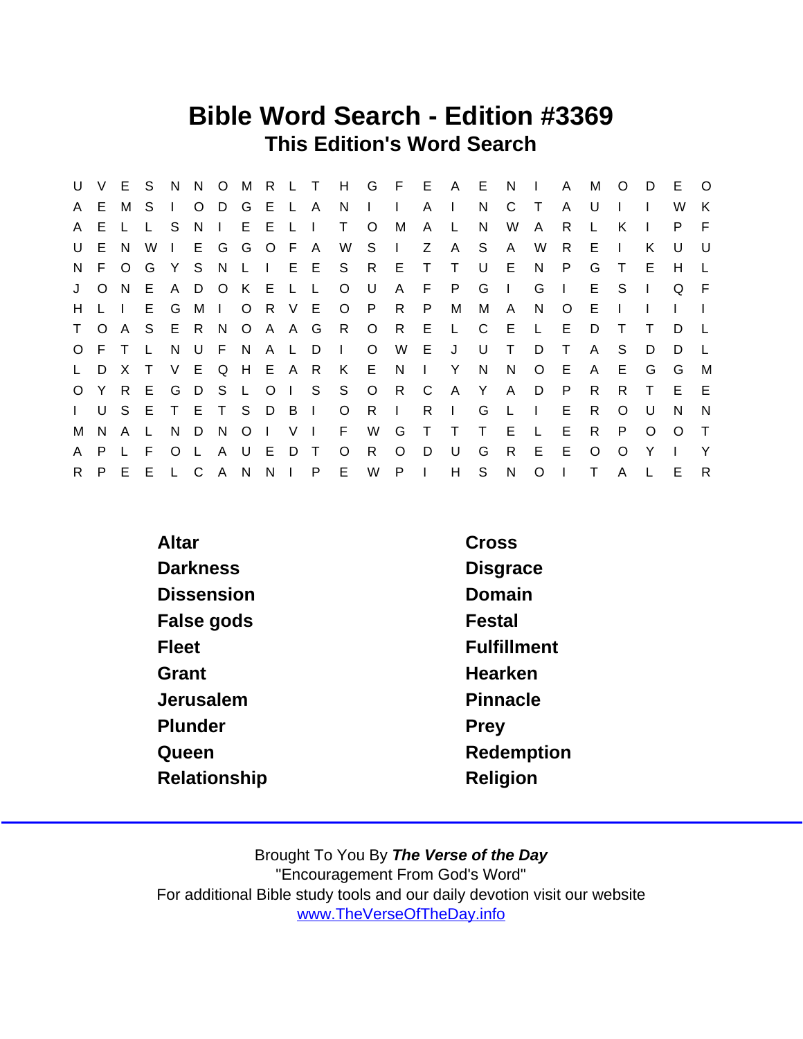# Bible Word Search - Edition #3369

## This Edition's Word Search

```
U V E S N N O M R L T H G F E A E N I A M O D E O
A E M S I O D G E L A N I I A I N C T A U I I W K
A E L L S N I E E L I T O M A L N W A R L K I P F
U E N W I E G G O F A W S I Z A S A W R E I K U U
N F O G Y S N L I E E S R E T T U E N P G T E H L
J O N E A D O K E L L O U A F P G I G I E S I Q F
H L I E G M I O R V E O P R P M M A N O E I I I I
T O A S E R N O A A G R O R E L C E L E D T T D L
O F T L N U F N A L D I O W E J U T D T A S D D L
L D X T V E Q H E A R K E N I Y N N O E A E G G M
O Y R E G D S L O I S S O R C A Y A D P R R T E E
I U S E T E T S D B I O R I R I G L I E R O U N N
M N A L N D N O I V I F W G T T T E L E R P O O T
A P L F O L A U E D T O R O D U G R E E O O Y I Y
R P E E L C A N N I P E W P I H S N O I T A L E R
```

| | |
|---|---|
| Altar | Cross |
| Darkness | Disgrace |
| Dissension | Domain |
| False gods | Festal |
| Fleet | Fulfillment |
| Grant | Hearken |
| Jerusalem | Pinnacle |
| Plunder | Prey |
| Queen | Redemption |
| Relationship | Religion |

Brought To You By ***The Verse of the Day***
"Encouragement From God's Word"
For additional Bible study tools and our daily devotion visit our website
www.TheVerseOfTheDay.info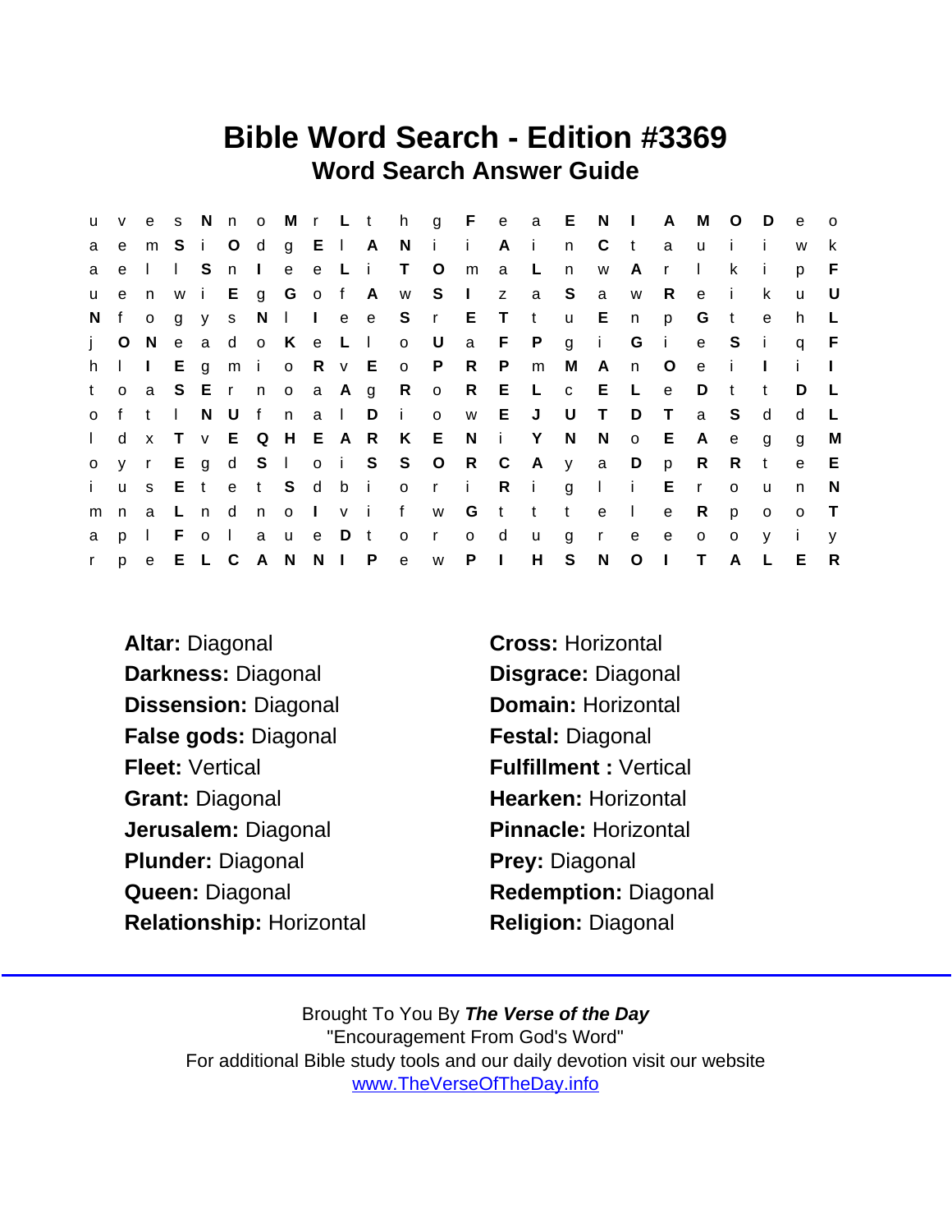# Bible Word Search - Edition #3369

## Word Search Answer Guide

| | | | | | | | | | | | | | | | | | | | | | | | |
|---|---|---|---|---|---|---|---|---|---|---|---|---|---|---|---|---|---|---|---|---|---|---|---|
| u | v | e | s | N | n | o | M | r | L | t | h | g | F | e | a | E | N | I | A | M | O | D | e | o |
| a | e | m | S | i | O | d | g | E | l | A | N | i | i | A | i | n | C | t | a | u | i | i | w | k |
| a | e | l | l | S | n | I | e | e | L | i | T | O | m | a | L | n | w | A | r | l | k | i | p | F |
| u | e | n | w | i | E | g | G | o | f | A | w | S | I | z | a | S | a | w | R | e | i | k | u | U |
| N | f | o | g | y | s | N | l | I | e | e | S | r | E | T | t | u | E | n | p | G | t | e | h | L |
| j | O | N | e | a | d | o | K | e | L | l | o | U | a | F | P | g | i | G | i | e | S | i | q | F |
| h | l | I | E | g | m | i | o | R | v | E | o | P | R | P | m | M | A | n | O | e | i | I | i | I |
| t | o | a | S | E | r | n | o | a | A | g | R | o | R | E | L | c | E | L | e | D | t | t | D | L |
| o | f | t | l | N | U | f | n | a | l | D | i | o | w | E | J | U | T | D | T | a | S | d | d | L |
| l | d | x | T | v | E | Q | H | E | A | R | K | E | N | i | Y | N | N | o | E | A | e | g | g | M |
| o | y | r | E | g | d | S | l | o | i | S | S | O | R | C | A | y | a | D | p | R | R | t | e | E |
| i | u | s | E | t | e | t | S | d | b | i | o | r | i | R | i | g | l | i | E | r | o | u | n | N |
| m | n | a | L | n | d | n | o | I | v | i | f | w | G | t | t | t | e | l | e | R | p | o | o | T |
| a | p | l | F | o | l | a | u | e | D | t | o | r | o | d | u | g | r | e | e | o | o | y | i | y |
| r | p | e | E | L | C | A | N | N | I | P | e | w | P | I | H | S | N | O | I | T | A | L | E | R |

**Altar:** Diagonal
**Cross:** Horizontal
**Darkness:** Diagonal
**Disgrace:** Diagonal
**Dissension:** Diagonal
**Domain:** Horizontal
**False gods:** Diagonal
**Festal:** Diagonal
**Fleet:** Vertical
**Fulfillment :** Vertical
**Grant:** Diagonal
**Hearken:** Horizontal
**Jerusalem:** Diagonal
**Pinnacle:** Horizontal
**Plunder:** Diagonal
**Prey:** Diagonal
**Queen:** Diagonal
**Redemption:** Diagonal
**Relationship:** Horizontal
**Religion:** Diagonal

Brought To You By ***The Verse of the Day***
"Encouragement From God's Word"
For additional Bible study tools and our daily devotion visit our website
www.TheVerseOfTheDay.info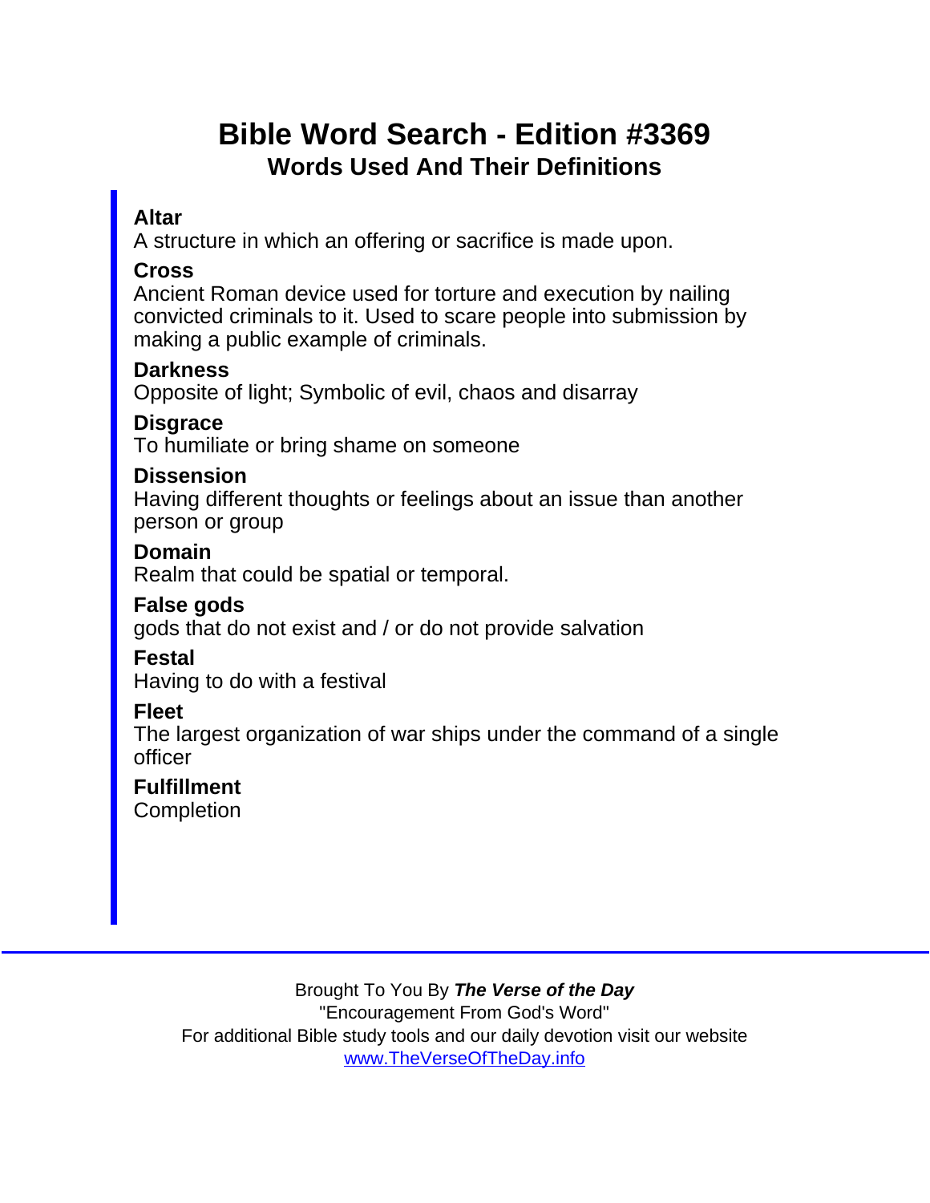# Bible Word Search - Edition #3369

## Words Used And Their Definitions

**Altar**
A structure in which an offering or sacrifice is made upon.

**Cross**
Ancient Roman device used for torture and execution by nailing convicted criminals to it. Used to scare people into submission by making a public example of criminals.

**Darkness**
Opposite of light; Symbolic of evil, chaos and disarray

**Disgrace**
To humiliate or bring shame on someone

**Dissension**
Having different thoughts or feelings about an issue than another person or group

**Domain**
Realm that could be spatial or temporal.

**False gods**
gods that do not exist and / or do not provide salvation

**Festal**
Having to do with a festival

**Fleet**
The largest organization of war ships under the command of a single officer

**Fulfillment**
Completion

Brought To You By ***The Verse of the Day***
"Encouragement From God's Word"
For additional Bible study tools and our daily devotion visit our website
www.TheVerseOfTheDay.info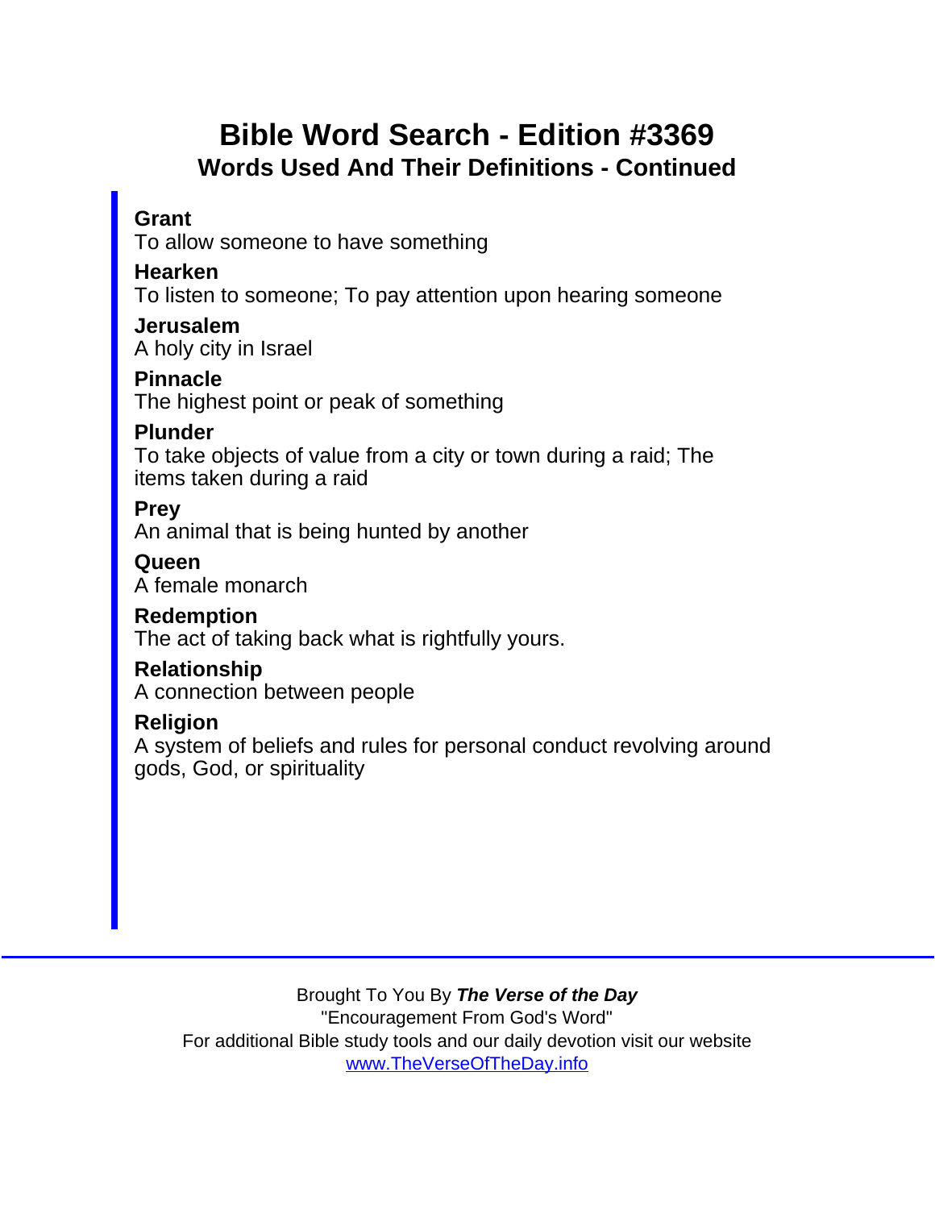# Bible Word Search - Edition #3369

## Words Used And Their Definitions - Continued

**Grant**
To allow someone to have something

**Hearken**
To listen to someone; To pay attention upon hearing someone

**Jerusalem**
A holy city in Israel

**Pinnacle**
The highest point or peak of something

**Plunder**
To take objects of value from a city or town during a raid; The items taken during a raid

**Prey**
An animal that is being hunted by another

**Queen**
A female monarch

**Redemption**
The act of taking back what is rightfully yours.

**Relationship**
A connection between people

**Religion**
A system of beliefs and rules for personal conduct revolving around gods, God, or spirituality

---

Brought To You By ***The Verse of the Day***
"Encouragement From God's Word"
For additional Bible study tools and our daily devotion visit our website
www.TheVerseOfTheDay.info